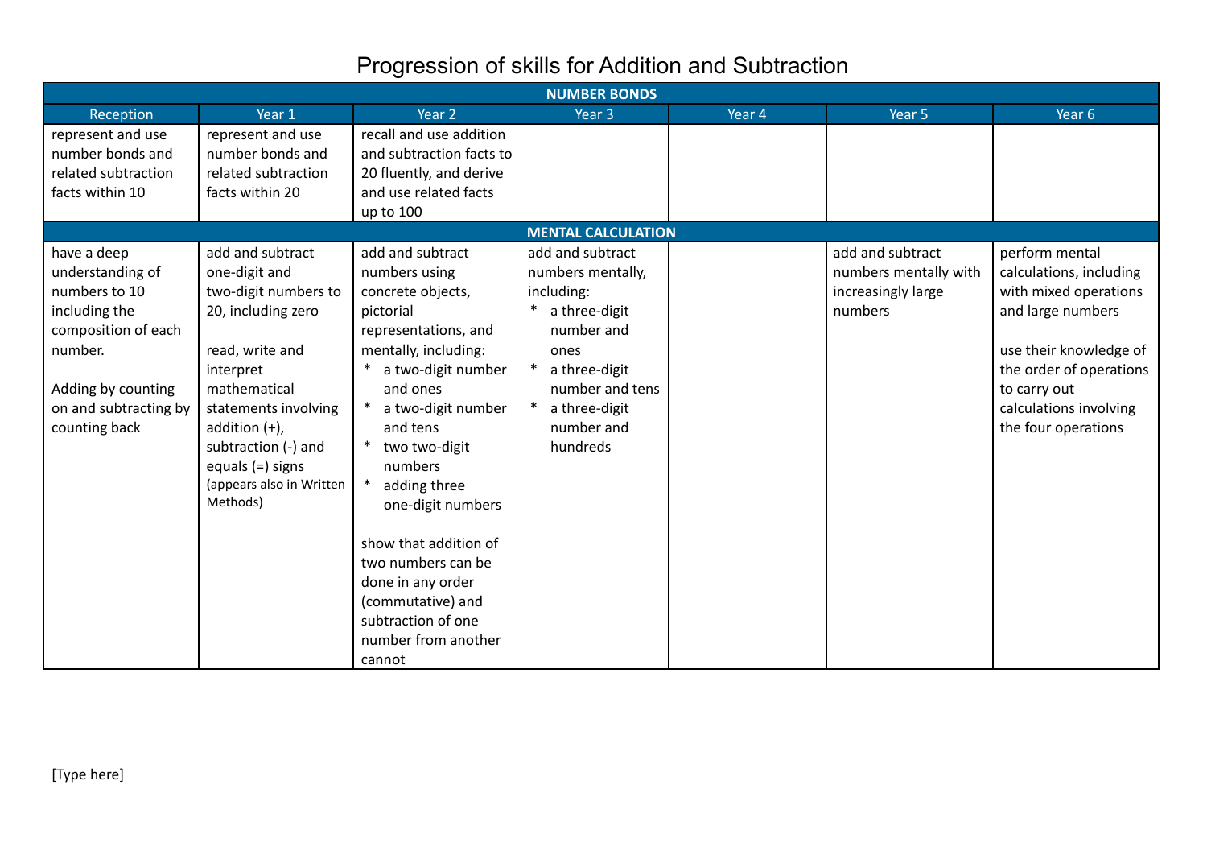# Progression of skills for Addition and Subtraction

| NUMBER BONDS | | | | | | |
|---|---|---|---|---|---|---|
| Reception | Year 1 | Year 2 | Year 3 | Year 4 | Year 5 | Year 6 |
| represent and use number bonds and related subtraction facts within 10 | represent and use number bonds and related subtraction facts within 20 | recall and use addition and subtraction facts to 20 fluently, and derive and use related facts up to 100 | | | | |
| **MENTAL CALCULATION** | | | | | | |
| have a deep understanding of numbers to 10 including the composition of each number.<br><br>Adding by counting on and subtracting by counting back | add and subtract one-digit and two-digit numbers to 20, including zero<br><br>read, write and interpret mathematical statements involving addition (+), subtraction (-) and equals (=) signs (appears also in Written Methods) | add and subtract numbers using concrete objects, pictorial representations, and mentally, including:<br>* a two-digit number and ones<br>* a two-digit number and tens<br>* two two-digit numbers<br>* adding three one-digit numbers<br><br>show that addition of two numbers can be done in any order (commutative) and subtraction of one number from another cannot | add and subtract numbers mentally, including:<br>* a three-digit number and ones<br>* a three-digit number and tens<br>* a three-digit number and hundreds | | add and subtract numbers mentally with increasingly large numbers | perform mental calculations, including with mixed operations and large numbers<br><br>use their knowledge of the order of operations to carry out calculations involving the four operations |

[Type here]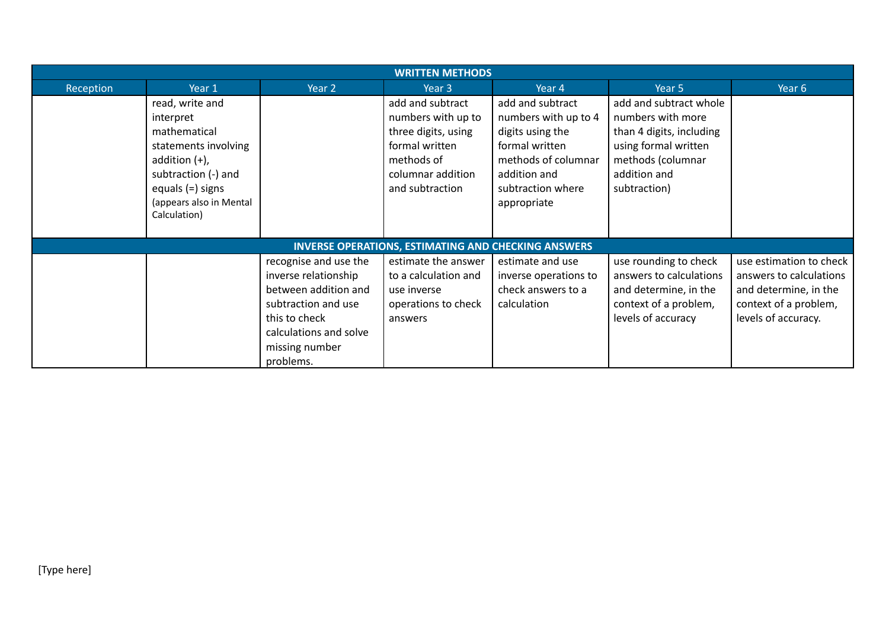| WRITTEN METHODS | | | | | | |
|---|---|---|---|---|---|---|
| Reception | Year 1 | Year 2 | Year 3 | Year 4 | Year 5 | Year 6 |
| | read, write and interpret mathematical statements involving addition (+), subtraction (-) and equals (=) signs (appears also in Mental Calculation) | | add and subtract numbers with up to three digits, using formal written methods of columnar addition and subtraction | add and subtract numbers with up to 4 digits using the formal written methods of columnar addition and subtraction where appropriate | add and subtract whole numbers with more than 4 digits, including using formal written methods (columnar addition and subtraction) | |
| **INVERSE OPERATIONS, ESTIMATING AND CHECKING ANSWERS** | | | | | | |
| | | recognise and use the inverse relationship between addition and subtraction and use this to check calculations and solve missing number problems. | estimate the answer to a calculation and use inverse operations to check answers | estimate and use inverse operations to check answers to a calculation | use rounding to check answers to calculations and determine, in the context of a problem, levels of accuracy | use estimation to check answers to calculations and determine, in the context of a problem, levels of accuracy. |

[Type here]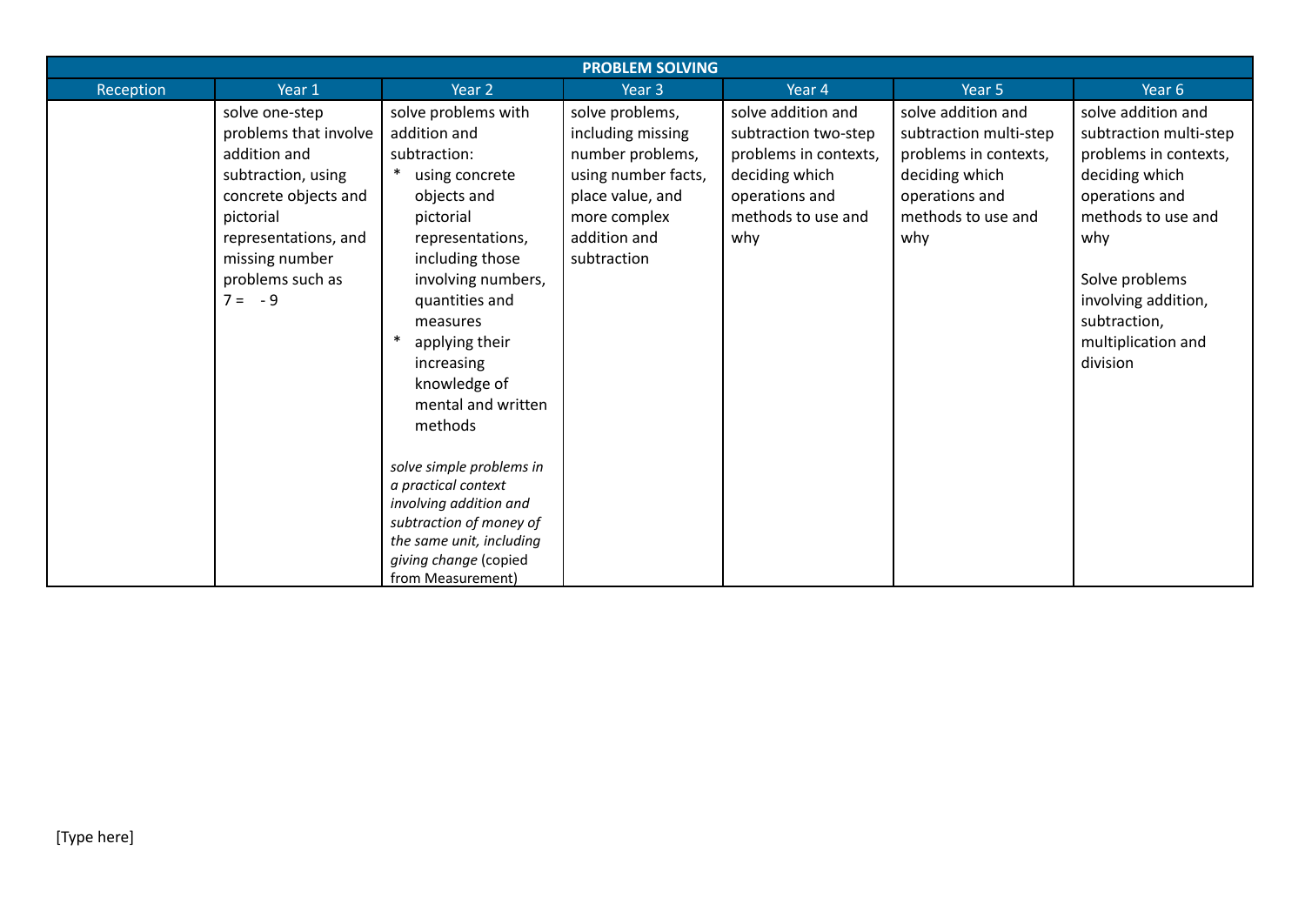| PROBLEM SOLVING | | | | | | |
|---|---|---|---|---|---|---|
| Reception | Year 1 | Year 2 | Year 3 | Year 4 | Year 5 | Year 6 |
| | solve one-step problems that involve addition and subtraction, using concrete objects and pictorial representations, and missing number problems such as 7 = - 9 | solve problems with addition and subtraction:<br>* using concrete objects and pictorial representations, including those involving numbers, quantities and measures<br>* applying their increasing knowledge of mental and written methods<br><br>*solve simple problems in a practical context involving addition and subtraction of money of the same unit, including giving change* (copied from Measurement) | solve problems, including missing number problems, using number facts, place value, and more complex addition and subtraction | solve addition and subtraction two-step problems in contexts, deciding which operations and methods to use and why | solve addition and subtraction multi-step problems in contexts, deciding which operations and methods to use and why | solve addition and subtraction multi-step problems in contexts, deciding which operations and methods to use and why<br><br>Solve problems involving addition, subtraction, multiplication and division |

[Type here]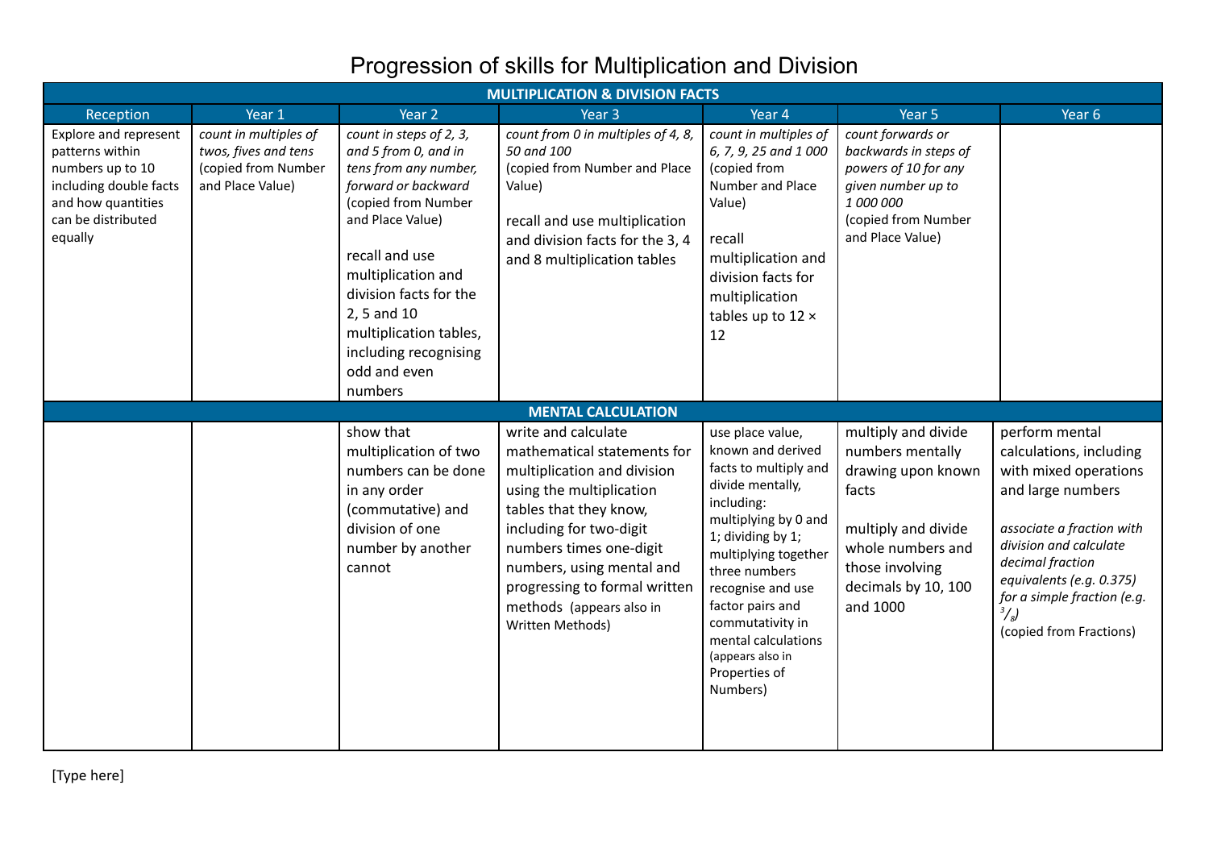# Progression of skills for Multiplication and Division

| Reception | Year 1 | Year 2 | Year 3 | Year 4 | Year 5 | Year 6 |
|---|---|---|---|---|---|---|
| **MULTIPLICATION & DIVISION FACTS** | | | | | | |
| Explore and represent patterns within numbers up to 10 including double facts and how quantities can be distributed equally | *count in multiples of twos, fives and tens* (copied from Number and Place Value) | *count in steps of 2, 3, and 5 from 0, and in tens from any number, forward or backward* (copied from Number and Place Value)<br><br>recall and use multiplication and division facts for the 2, 5 and 10 multiplication tables, including recognising odd and even numbers | *count from 0 in multiples of 4, 8, 50 and 100* (copied from Number and Place Value)<br><br>recall and use multiplication and division facts for the 3, 4 and 8 multiplication tables | *count in multiples of 6, 7, 9, 25 and 1 000* (copied from Number and Place Value)<br><br>recall multiplication and division facts for multiplication tables up to 12 × 12 | *count forwards or backwards in steps of powers of 10 for any given number up to 1 000 000* (copied from Number and Place Value) | |
| **MENTAL CALCULATION** | | | | | | |
| | | show that multiplication of two numbers can be done in any order (commutative) and division of one number by another cannot | write and calculate mathematical statements for multiplication and division using the multiplication tables that they know, including for two-digit numbers times one-digit numbers, using mental and progressing to formal written methods (appears also in Written Methods) | use place value, known and derived facts to multiply and divide mentally, including: multiplying by 0 and 1; dividing by 1; multiplying together three numbers recognise and use factor pairs and commutativity in mental calculations (appears also in Properties of Numbers) | multiply and divide numbers mentally drawing upon known facts<br><br>multiply and divide whole numbers and those involving decimals by 10, 100 and 1000 | perform mental calculations, including with mixed operations and large numbers<br><br>*associate a fraction with division and calculate decimal fraction equivalents (e.g. 0.375) for a simple fraction (e.g. $^3/_8$)* (copied from Fractions) |

[Type here]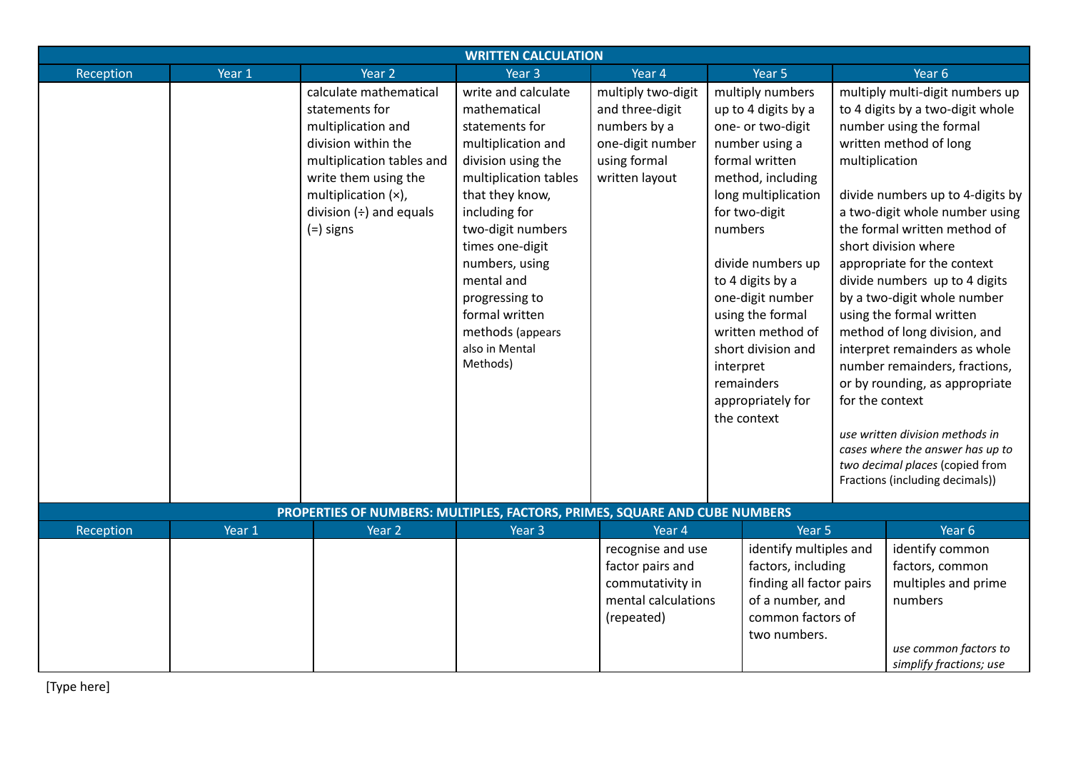| WRITTEN CALCULATION | | | | | | |
|---|---|---|---|---|---|---|
| Reception | Year 1 | Year 2 | Year 3 | Year 4 | Year 5 | Year 6 |
| | | calculate mathematical statements for multiplication and division within the multiplication tables and write them using the multiplication (×), division (÷) and equals (=) signs | write and calculate mathematical statements for multiplication and division using the multiplication tables that they know, including for two-digit numbers times one-digit numbers, using mental and progressing to formal written methods (appears also in Mental Methods) | multiply two-digit and three-digit numbers by a one-digit number using formal written layout | multiply numbers up to 4 digits by a one- or two-digit number using a formal written method, including long multiplication for two-digit numbers<br><br>divide numbers up to 4 digits by a one-digit number using the formal written method of short division and interpret remainders appropriately for the context | multiply multi-digit numbers up to 4 digits by a two-digit whole number using the formal written method of long multiplication<br><br>divide numbers up to 4-digits by a two-digit whole number using the formal written method of short division where appropriate for the context divide numbers up to 4 digits by a two-digit whole number using the formal written method of long division, and interpret remainders as whole number remainders, fractions, or by rounding, as appropriate for the context<br><br>*use written division methods in cases where the answer has up to two decimal places* (copied from Fractions (including decimals)) |

| PROPERTIES OF NUMBERS: MULTIPLES, FACTORS, PRIMES, SQUARE AND CUBE NUMBERS | | | | | | |
|---|---|---|---|---|---|---|
| Reception | Year 1 | Year 2 | Year 3 | Year 4 | Year 5 | Year 6 |
| | | | | recognise and use factor pairs and commutativity in mental calculations (repeated) | identify multiples and factors, including finding all factor pairs of a number, and common factors of two numbers. | identify common factors, common multiples and prime numbers<br><br>*use common factors to simplify fractions; use* |

[Type here]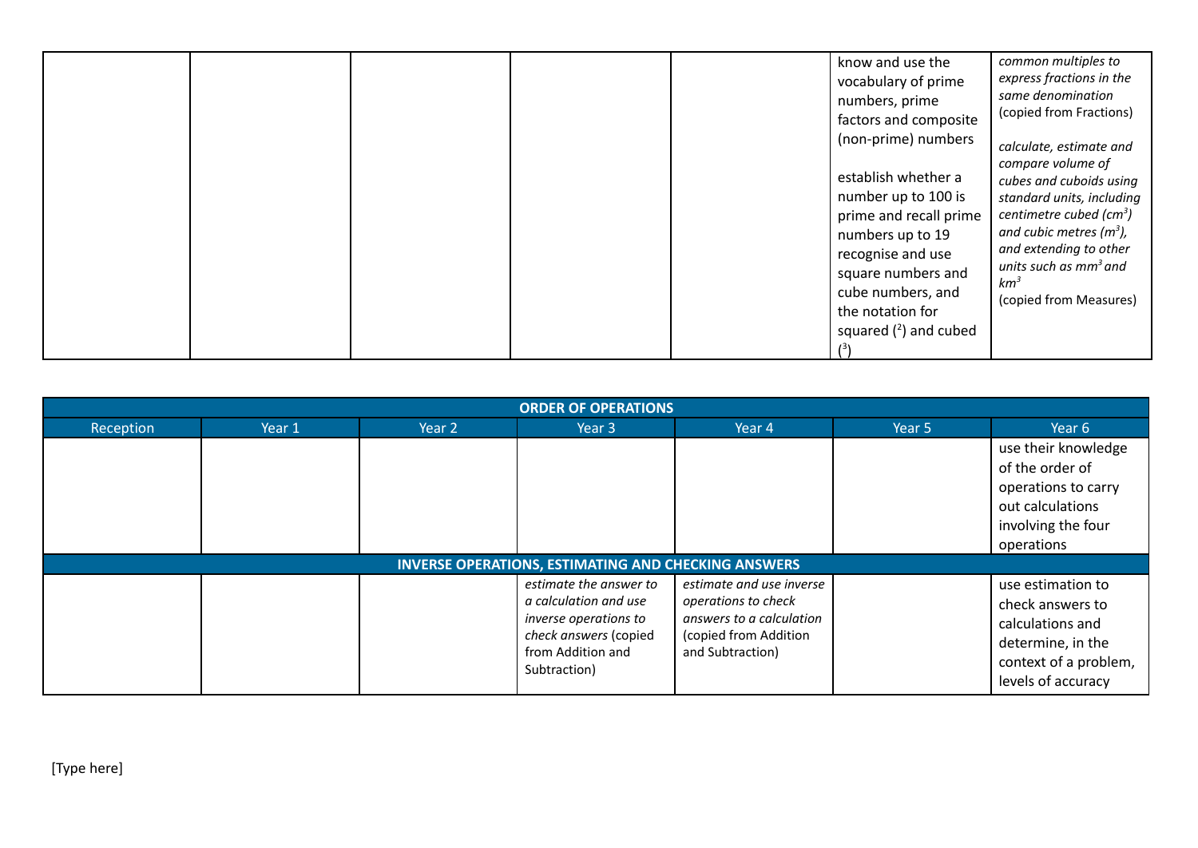| | | | | | | |
|---|---|---|---|---|---|---|
| | | | | | know and use the vocabulary of prime numbers, prime factors and composite (non-prime) numbers<br><br>establish whether a number up to 100 is prime and recall prime numbers up to 19<br>recognise and use square numbers and cube numbers, and the notation for squared ($^2$) and cubed ($^3$) | *common multiples to express fractions in the same denomination* (copied from Fractions)<br><br>*calculate, estimate and compare volume of cubes and cuboids using standard units, including centimetre cubed ($cm^3$) and cubic metres ($m^3$), and extending to other units such as $mm^3$ and $km^3$*<br>(copied from Measures) |

| ORDER OF OPERATIONS | | | | | | |
|---|---|---|---|---|---|---|
| Reception | Year 1 | Year 2 | Year 3 | Year 4 | Year 5 | Year 6 |
| | | | | | | use their knowledge of the order of operations to carry out calculations involving the four operations |
| **INVERSE OPERATIONS, ESTIMATING AND CHECKING ANSWERS** | | | | | | |
| | | | *estimate the answer to a calculation and use inverse operations to check answers* (copied from Addition and Subtraction) | *estimate and use inverse operations to check answers to a calculation* (copied from Addition and Subtraction) | | use estimation to check answers to calculations and determine, in the context of a problem, levels of accuracy |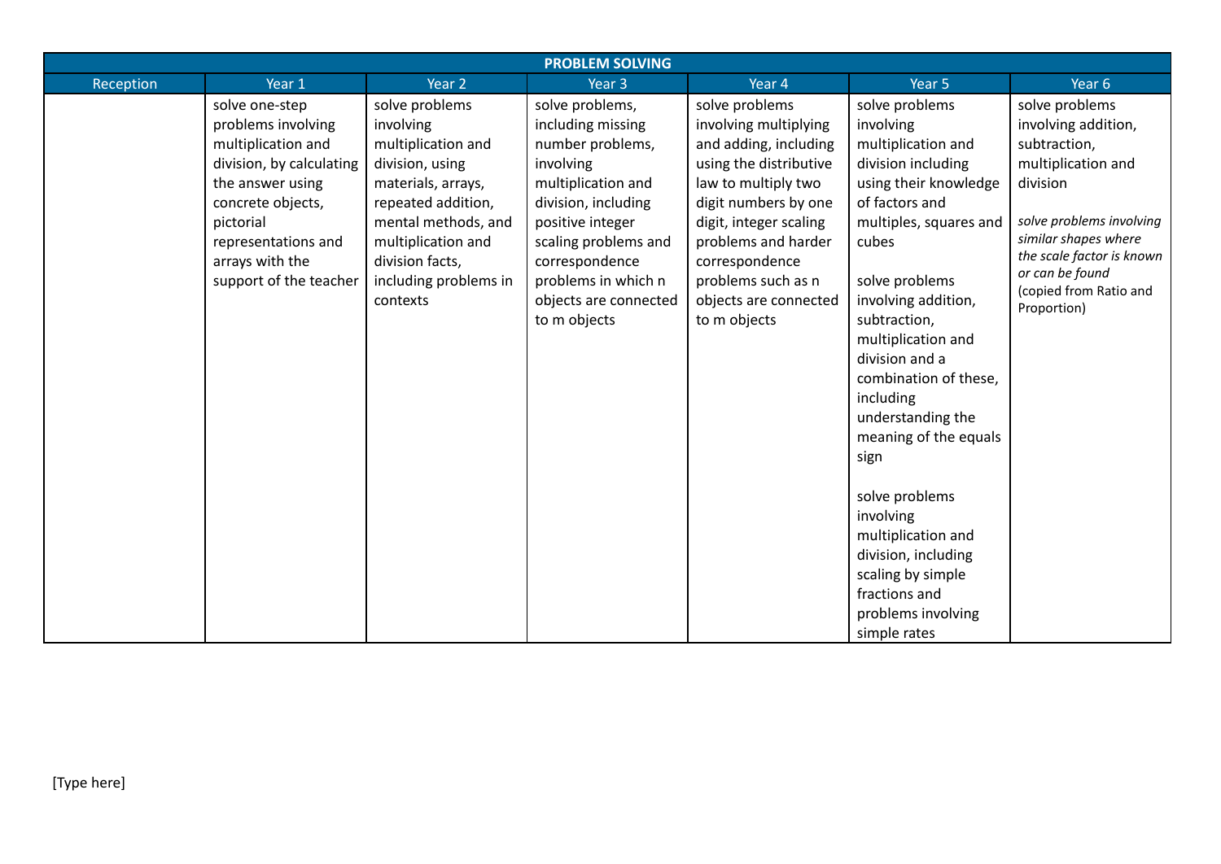| PROBLEM SOLVING | | | | | | |
|---|---|---|---|---|---|---|
| Reception | Year 1 | Year 2 | Year 3 | Year 4 | Year 5 | Year 6 |
| | solve one-step problems involving multiplication and division, by calculating the answer using concrete objects, pictorial representations and arrays with the support of the teacher | solve problems involving multiplication and division, using materials, arrays, repeated addition, mental methods, and multiplication and division facts, including problems in contexts | solve problems, including missing number problems, involving multiplication and division, including positive integer scaling problems and correspondence problems in which n objects are connected to m objects | solve problems involving multiplying and adding, including using the distributive law to multiply two digit numbers by one digit, integer scaling problems and harder correspondence problems such as n objects are connected to m objects | solve problems involving multiplication and division including using their knowledge of factors and multiples, squares and cubes<br><br>solve problems involving addition, subtraction, multiplication and division and a combination of these, including understanding the meaning of the equals sign<br><br>solve problems involving multiplication and division, including scaling by simple fractions and problems involving simple rates | solve problems involving addition, subtraction, multiplication and division<br><br>*solve problems involving similar shapes where the scale factor is known or can be found* (copied from Ratio and Proportion) |

[Type here]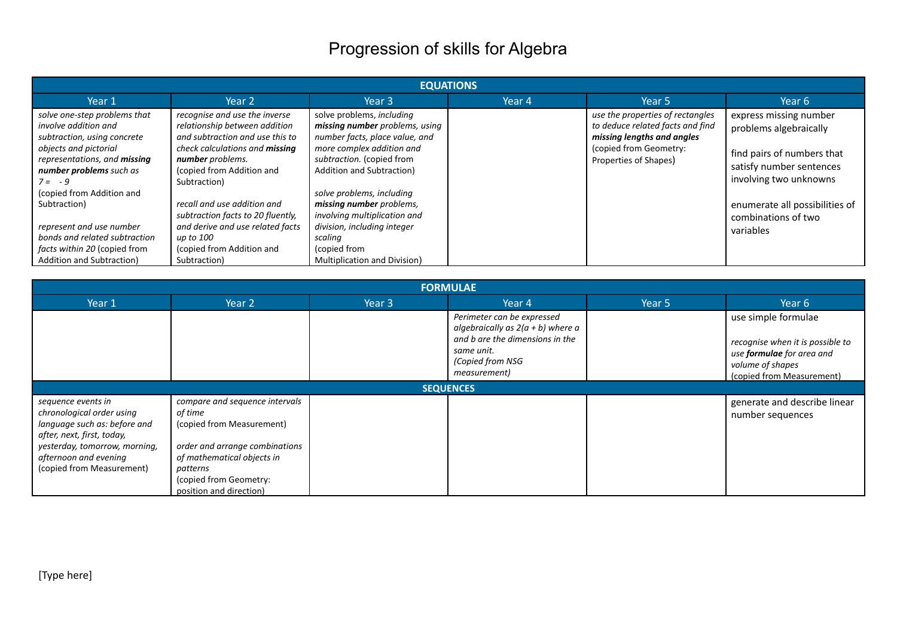# Progression of skills for Algebra

| EQUATIONS | | | | | |
|---|---|---|---|---|---|
| Year 1 | Year 2 | Year 3 | Year 4 | Year 5 | Year 6 |
| *solve one-step problems that involve addition and subtraction, using concrete objects and pictorial representations, and* ***missing number problems*** *such as 7 = - 9* (copied from Addition and Subtraction)<br><br>*represent and use number bonds and related subtraction facts within 20* (copied from Addition and Subtraction) | *recognise and use the inverse relationship between addition and subtraction and use this to check calculations and* ***missing number*** *problems.* (copied from Addition and Subtraction)<br><br>*recall and use addition and subtraction facts to 20 fluently, and derive and use related facts up to 100* (copied from Addition and Subtraction) | solve problems, *including* ***missing number*** *problems, using number facts, place value, and more complex addition and subtraction.* (copied from Addition and Subtraction)<br><br>*solve problems, including* ***missing number*** *problems, involving multiplication and division, including integer scaling* (copied from Multiplication and Division) | | *use the properties of rectangles to deduce related facts and find* ***missing lengths and angles*** (copied from Geometry: Properties of Shapes) | express missing number problems algebraically<br><br>find pairs of numbers that satisfy number sentences involving two unknowns<br><br>enumerate all possibilities of combinations of two variables |

| FORMULAE | | | | | |
|---|---|---|---|---|---|
| Year 1 | Year 2 | Year 3 | Year 4 | Year 5 | Year 6 |
| | | | *Perimeter can be expressed algebraically as $2(a + b)$ where a and b are the dimensions in the same unit.* *(Copied from NSG measurement)* | | use simple formulae<br><br>*recognise when it is possible to use* ***formulae*** *for area and volume of shapes* (copied from Measurement) |
| **SEQUENCES** | | | | | |
| *sequence events in chronological order using language such as: before and after, next, first, today, yesterday, tomorrow, morning, afternoon and evening* (copied from Measurement) | *compare and sequence intervals of time* (copied from Measurement)<br><br>*order and arrange combinations of mathematical objects in patterns* (copied from Geometry: position and direction) | | | | generate and describe linear number sequences |

[Type here]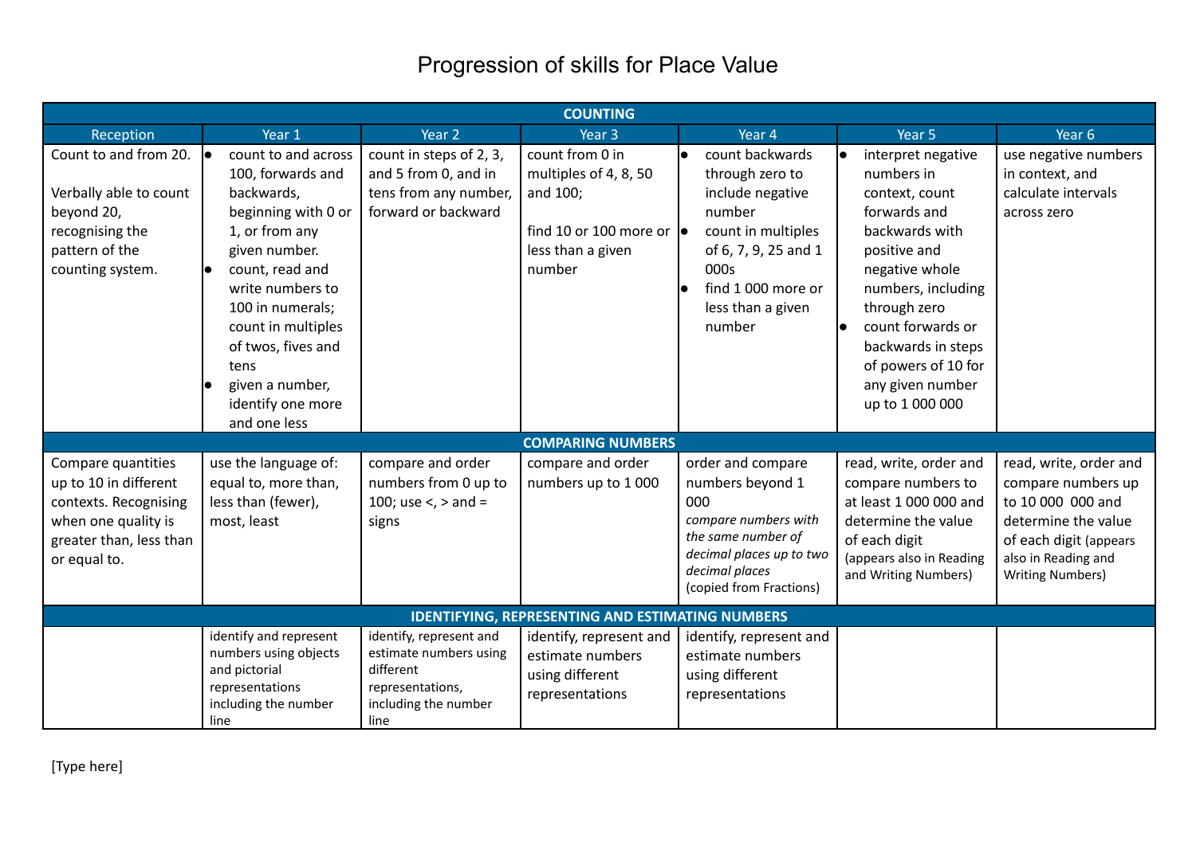# Progression of skills for Place Value

| COUNTING | | | | | | |
|---|---|---|---|---|---|---|
| Reception | Year 1 | Year 2 | Year 3 | Year 4 | Year 5 | Year 6 |
| Count to and from 20.<br><br>Verbally able to count beyond 20, recognising the pattern of the counting system. | • count to and across 100, forwards and backwards, beginning with 0 or 1, or from any given number.<br>• count, read and write numbers to 100 in numerals; count in multiples of twos, fives and tens<br>• given a number, identify one more and one less | count in steps of 2, 3, and 5 from 0, and in tens from any number, forward or backward | count from 0 in multiples of 4, 8, 50 and 100;<br><br>find 10 or 100 more or less than a given number | • count backwards through zero to include negative number<br>• count in multiples of 6, 7, 9, 25 and 1 000s<br>• find 1 000 more or less than a given number | • interpret negative numbers in context, count forwards and backwards with positive and negative whole numbers, including through zero<br>• count forwards or backwards in steps of powers of 10 for any given number up to 1 000 000 | use negative numbers in context, and calculate intervals across zero |
| **COMPARING NUMBERS** | | | | | | |
| Compare quantities up to 10 in different contexts. Recognising when one quality is greater than, less than or equal to. | use the language of: equal to, more than, less than (fewer), most, least | compare and order numbers from 0 up to 100; use <, > and = signs | compare and order numbers up to 1 000 | order and compare numbers beyond 1 000<br>*compare numbers with the same number of decimal places up to two decimal places*<br>(copied from Fractions) | read, write, order and compare numbers to at least 1 000 000 and determine the value of each digit<br>(appears also in Reading and Writing Numbers) | read, write, order and compare numbers up to 10 000 000 and determine the value of each digit (appears also in Reading and Writing Numbers) |
| **IDENTIFYING, REPRESENTING AND ESTIMATING NUMBERS** | | | | | | |
| | identify and represent numbers using objects and pictorial representations including the number line | identify, represent and estimate numbers using different representations, including the number line | identify, represent and estimate numbers using different representations | identify, represent and estimate numbers using different representations | | |

[Type here]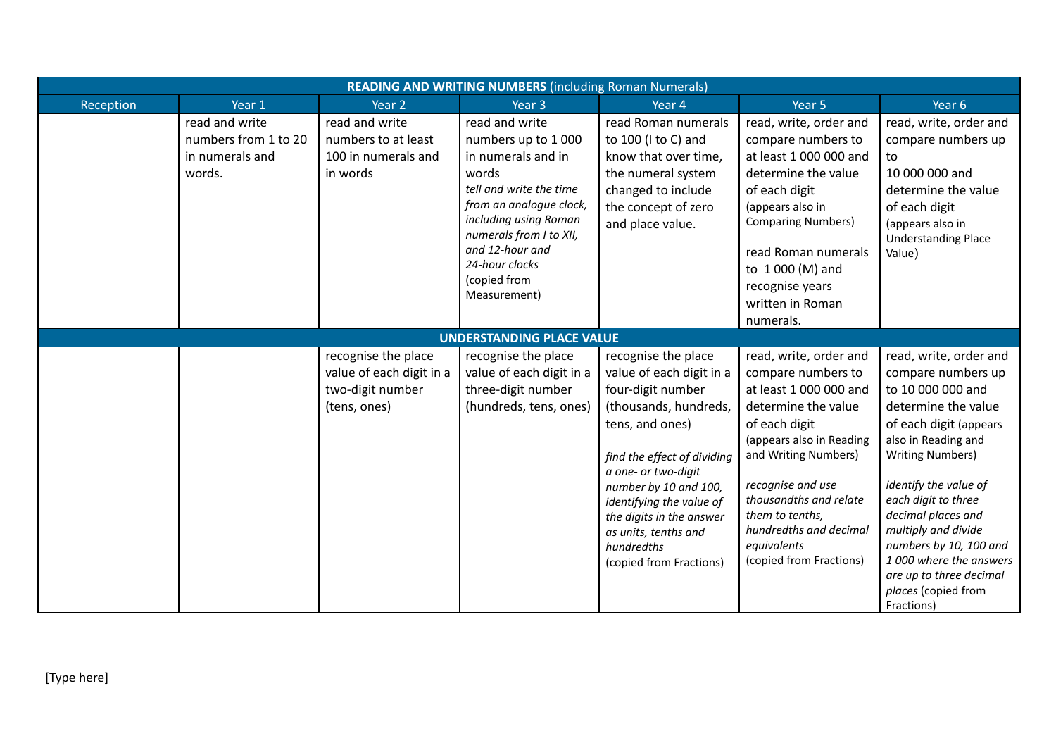| **READING AND WRITING NUMBERS** (including Roman Numerals) | | | | | | |
|---|---|---|---|---|---|---|
| Reception | Year 1 | Year 2 | Year 3 | Year 4 | Year 5 | Year 6 |
| | read and write numbers from 1 to 20 in numerals and words. | read and write numbers to at least 100 in numerals and in words | read and write numbers up to 1 000 in numerals and in words *tell and write the time from an analogue clock, including using Roman numerals from I to XII, and 12-hour and 24-hour clocks* (copied from Measurement) | read Roman numerals to 100 (I to C) and know that over time, the numeral system changed to include the concept of zero and place value. | read, write, order and compare numbers to at least 1 000 000 and determine the value of each digit (appears also in Comparing Numbers) <br><br> read Roman numerals to 1 000 (M) and recognise years written in Roman numerals. | read, write, order and compare numbers up to 10 000 000 and determine the value of each digit (appears also in Understanding Place Value) |
| **UNDERSTANDING PLACE VALUE** | | | | | | |
| | | recognise the place value of each digit in a two-digit number (tens, ones) | recognise the place value of each digit in a three-digit number (hundreds, tens, ones) | recognise the place value of each digit in a four-digit number (thousands, hundreds, tens, and ones) <br><br> *find the effect of dividing a one- or two-digit number by 10 and 100, identifying the value of the digits in the answer as units, tenths and hundredths* (copied from Fractions) | read, write, order and compare numbers to at least 1 000 000 and determine the value of each digit (appears also in Reading and Writing Numbers) <br><br> *recognise and use thousandths and relate them to tenths, hundredths and decimal equivalents* (copied from Fractions) | read, write, order and compare numbers up to 10 000 000 and determine the value of each digit (appears also in Reading and Writing Numbers) <br><br> *identify the value of each digit to three decimal places and multiply and divide numbers by 10, 100 and 1 000 where the answers are up to three decimal places* (copied from Fractions) |

[Type here]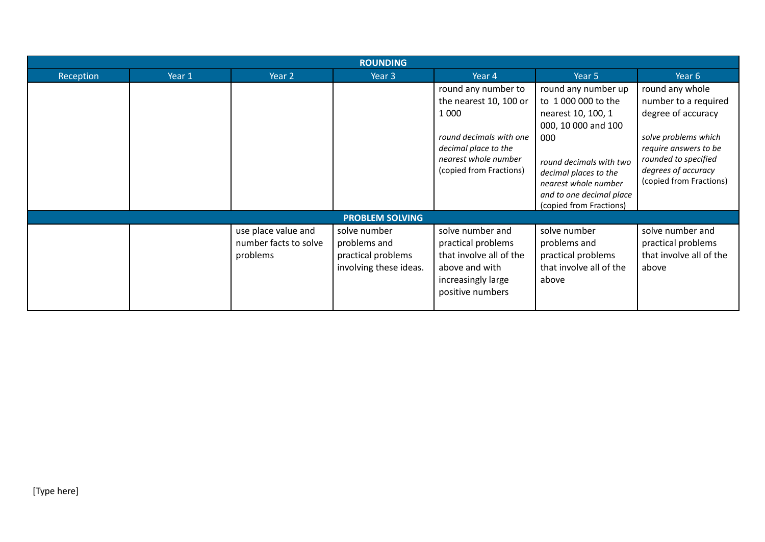| ROUNDING | | | | | | |
|---|---|---|---|---|---|---|
| Reception | Year 1 | Year 2 | Year 3 | Year 4 | Year 5 | Year 6 |
| | | | | round any number to the nearest 10, 100 or 1 000<br><br>*round decimals with one decimal place to the nearest whole number* (copied from Fractions) | round any number up to 1 000 000 to the nearest 10, 100, 1 000, 10 000 and 100 000<br><br>*round decimals with two decimal places to the nearest whole number and to one decimal place* (copied from Fractions) | round any whole number to a required degree of accuracy<br><br>*solve problems which require answers to be rounded to specified degrees of accuracy* (copied from Fractions) |
| **PROBLEM SOLVING** | | | | | | |
| | | use place value and number facts to solve problems | solve number problems and practical problems involving these ideas. | solve number and practical problems that involve all of the above and with increasingly large positive numbers | solve number problems and practical problems that involve all of the above | solve number and practical problems that involve all of the above |

[Type here]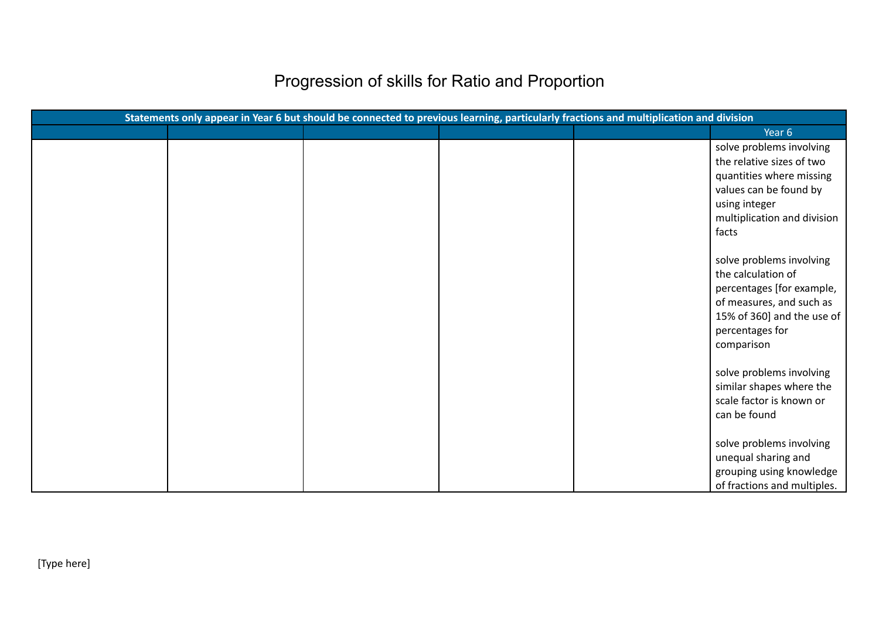# Progression of skills for Ratio and Proportion

| Statements only appear in Year 6 but should be connected to previous learning, particularly fractions and multiplication and division | | | | | |
|---|---|---|---|---|---|
| | | | | | Year 6 |
| | | | | | solve problems involving the relative sizes of two quantities where missing values can be found by using integer multiplication and division facts<br><br>solve problems involving the calculation of percentages [for example, of measures, and such as 15% of 360] and the use of percentages for comparison<br><br>solve problems involving similar shapes where the scale factor is known or can be found<br><br>solve problems involving unequal sharing and grouping using knowledge of fractions and multiples. |

[Type here]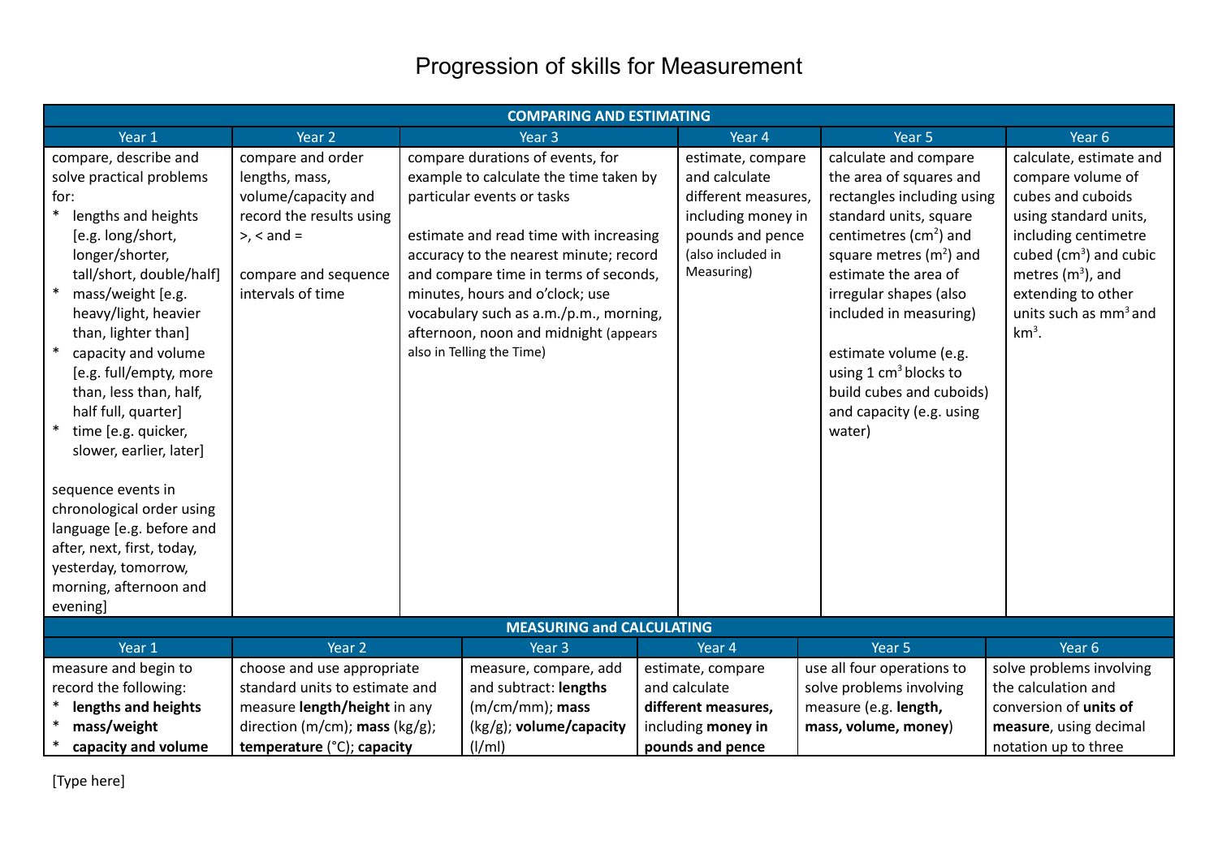# Progression of skills for Measurement

| COMPARING AND ESTIMATING | | | | | |
|---|---|---|---|---|---|
| Year 1 | Year 2 | Year 3 | Year 4 | Year 5 | Year 6 |
| compare, describe and solve practical problems for:<br>* lengths and heights [e.g. long/short, longer/shorter, tall/short, double/half]<br>* mass/weight [e.g. heavy/light, heavier than, lighter than]<br>* capacity and volume [e.g. full/empty, more than, less than, half, half full, quarter]<br>* time [e.g. quicker, slower, earlier, later]<br><br>sequence events in chronological order using language [e.g. before and after, next, first, today, yesterday, tomorrow, morning, afternoon and evening] | compare and order lengths, mass, volume/capacity and record the results using >, < and =<br><br>compare and sequence intervals of time | compare durations of events, for example to calculate the time taken by particular events or tasks<br><br>estimate and read time with increasing accuracy to the nearest minute; record and compare time in terms of seconds, minutes, hours and o'clock; use vocabulary such as a.m./p.m., morning, afternoon, noon and midnight (appears also in Telling the Time) | estimate, compare and calculate different measures, including money in pounds and pence (also included in Measuring) | calculate and compare the area of squares and rectangles including using standard units, square centimetres ($cm^2$) and square metres ($m^2$) and estimate the area of irregular shapes (also included in measuring)<br><br>estimate volume (e.g. using 1 $cm^3$ blocks to build cubes and cuboids) and capacity (e.g. using water) | calculate, estimate and compare volume of cubes and cuboids using standard units, including centimetre cubed ($cm^3$) and cubic metres ($m^3$), and extending to other units such as $mm^3$ and $km^3$. |

| MEASURING and CALCULATING | | | | | |
|---|---|---|---|---|---|
| Year 1 | Year 2 | Year 3 | Year 4 | Year 5 | Year 6 |
| measure and begin to record the following:<br>* **lengths and heights**<br>* **mass/weight**<br>* **capacity and volume** | choose and use appropriate standard units to estimate and measure **length/height** in any direction (m/cm); **mass** (kg/g); **temperature** (°C); **capacity** | measure, compare, add and subtract: **lengths** (m/cm/mm); **mass** (kg/g); **volume/capacity** (l/ml) | estimate, compare and calculate **different measures,** including **money in pounds and pence** | use all four operations to solve problems involving measure (e.g. **length, mass, volume, money**) | solve problems involving the calculation and conversion of **units of measure**, using decimal notation up to three |

[Type here]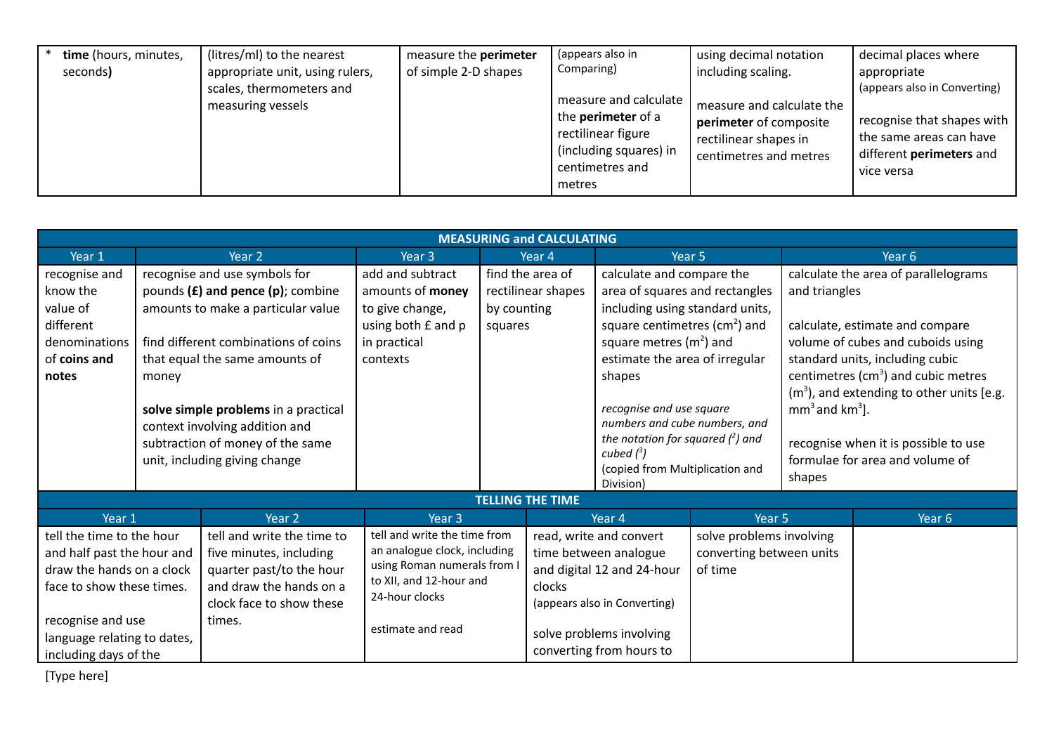| | | | | | |
|---|---|---|---|---|---|
| * **time** (hours, minutes, seconds**)** | (litres/ml) to the nearest appropriate unit, using rulers, scales, thermometers and measuring vessels | measure the **perimeter** of simple 2-D shapes | (appears also in Comparing)<br><br>measure and calculate the **perimeter** of a rectilinear figure (including squares) in centimetres and metres | using decimal notation including scaling.<br><br>measure and calculate the **perimeter** of composite rectilinear shapes in centimetres and metres | decimal places where appropriate<br>(appears also in Converting)<br><br>recognise that shapes with the same areas can have different **perimeters** and vice versa |

| **MEASURING and CALCULATING** | | | | | |
|---|---|---|---|---|---|
| Year 1 | Year 2 | Year 3 | Year 4 | Year 5 | Year 6 |
| recognise and know the value of different denominations of **coins and notes** | recognise and use symbols for pounds **(£) and pence (p)**; combine amounts to make a particular value<br><br>find different combinations of coins that equal the same amounts of money<br><br>**solve simple problems** in a practical context involving addition and subtraction of money of the same unit, including giving change | add and subtract amounts of **money** to give change, using both £ and p in practical contexts | find the area of rectilinear shapes by counting squares | calculate and compare the area of squares and rectangles including using standard units, square centimetres ($cm^2$) and square metres ($m^2$) and estimate the area of irregular shapes<br><br>*recognise and use square numbers and cube numbers, and the notation for squared ($^2$) and cubed ($^3$)*<br>(copied from Multiplication and Division) | calculate the area of parallelograms and triangles<br><br>calculate, estimate and compare volume of cubes and cuboids using standard units, including cubic centimetres ($cm^3$) and cubic metres ($m^3$), and extending to other units [e.g. $mm^3$ and $km^3$].<br><br>recognise when it is possible to use formulae for area and volume of shapes |

| **TELLING THE TIME** | | | | | |
|---|---|---|---|---|---|
| Year 1 | Year 2 | Year 3 | Year 4 | Year 5 | Year 6 |
| tell the time to the hour and half past the hour and draw the hands on a clock face to show these times.<br><br>recognise and use language relating to dates, including days of the | tell and write the time to five minutes, including quarter past/to the hour and draw the hands on a clock face to show these times. | tell and write the time from an analogue clock, including using Roman numerals from I to XII, and 12-hour and 24-hour clocks<br><br>estimate and read | read, write and convert time between analogue and digital 12 and 24-hour clocks<br>(appears also in Converting)<br><br>solve problems involving converting from hours to | solve problems involving converting between units of time | |

[Type here]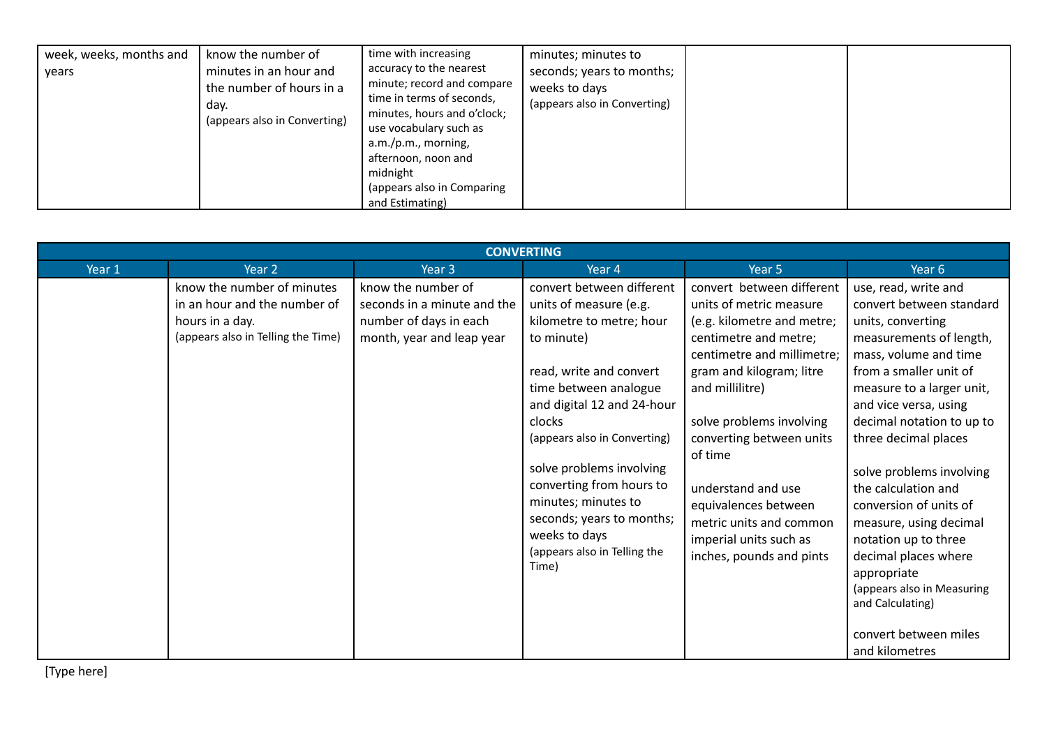| | | | | | |
|---|---|---|---|---|---|
| week, weeks, months and years | know the number of minutes in an hour and the number of hours in a day. (appears also in Converting) | time with increasing accuracy to the nearest minute; record and compare time in terms of seconds, minutes, hours and o'clock; use vocabulary such as a.m./p.m., morning, afternoon, noon and midnight (appears also in Comparing and Estimating) | minutes; minutes to seconds; years to months; weeks to days (appears also in Converting) | | |

| **CONVERTING** | | | | | |
|---|---|---|---|---|---|
| Year 1 | Year 2 | Year 3 | Year 4 | Year 5 | Year 6 |
| | know the number of minutes in an hour and the number of hours in a day. (appears also in Telling the Time) | know the number of seconds in a minute and the number of days in each month, year and leap year | convert between different units of measure (e.g. kilometre to metre; hour to minute)<br><br>read, write and convert time between analogue and digital 12 and 24-hour clocks (appears also in Converting)<br><br>solve problems involving converting from hours to minutes; minutes to seconds; years to months; weeks to days (appears also in Telling the Time) | convert between different units of metric measure (e.g. kilometre and metre; centimetre and metre; centimetre and millimetre; gram and kilogram; litre and millilitre)<br><br>solve problems involving converting between units of time<br><br>understand and use equivalences between metric units and common imperial units such as inches, pounds and pints | use, read, write and convert between standard units, converting measurements of length, mass, volume and time from a smaller unit of measure to a larger unit, and vice versa, using decimal notation to up to three decimal places<br><br>solve problems involving the calculation and conversion of units of measure, using decimal notation up to three decimal places where appropriate (appears also in Measuring and Calculating)<br><br>convert between miles and kilometres |

[Type here]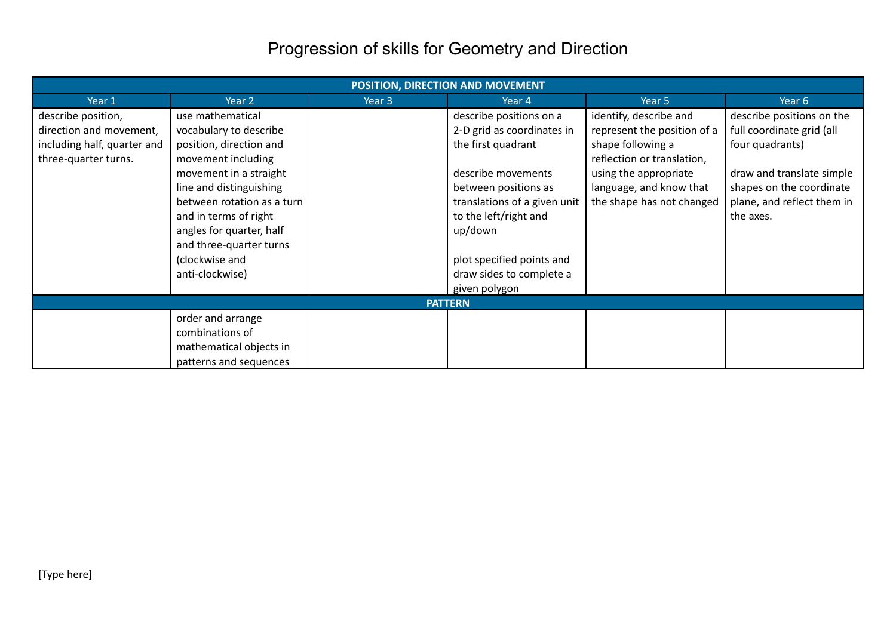# Progression of skills for Geometry and Direction

| POSITION, DIRECTION AND MOVEMENT | | | | | |
|---|---|---|---|---|---|
| Year 1 | Year 2 | Year 3 | Year 4 | Year 5 | Year 6 |
| describe position, direction and movement, including half, quarter and three-quarter turns. | use mathematical vocabulary to describe position, direction and movement including movement in a straight line and distinguishing between rotation as a turn and in terms of right angles for quarter, half and three-quarter turns (clockwise and anti-clockwise) | | describe positions on a 2-D grid as coordinates in the first quadrant<br><br>describe movements between positions as translations of a given unit to the left/right and up/down<br><br>plot specified points and draw sides to complete a given polygon | identify, describe and represent the position of a shape following a reflection or translation, using the appropriate language, and know that the shape has not changed | describe positions on the full coordinate grid (all four quadrants)<br><br>draw and translate simple shapes on the coordinate plane, and reflect them in the axes. |
| **PATTERN** | | | | | |
| | order and arrange combinations of mathematical objects in patterns and sequences | | | | |

[Type here]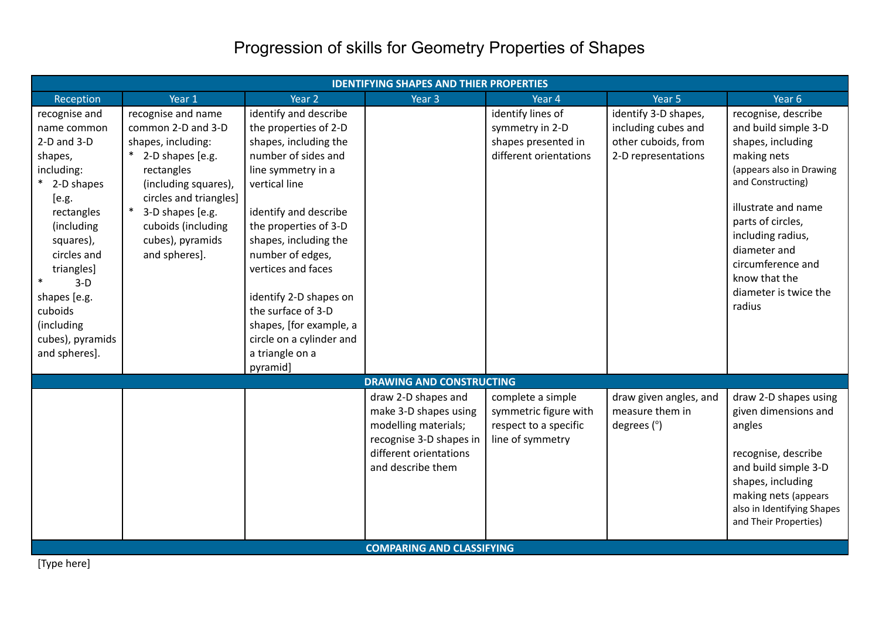# Progression of skills for Geometry Properties of Shapes

| IDENTIFYING SHAPES AND THIER PROPERTIES | | | | | | |
|---|---|---|---|---|---|---|
| Reception | Year 1 | Year 2 | Year 3 | Year 4 | Year 5 | Year 6 |
| recognise and name common 2-D and 3-D shapes, including: * 2-D shapes [e.g. rectangles (including squares), circles and triangles] * 3-D shapes [e.g. cuboids (including cubes), pyramids and spheres]. | recognise and name common 2-D and 3-D shapes, including: * 2-D shapes [e.g. rectangles (including squares), circles and triangles] * 3-D shapes [e.g. cuboids (including cubes), pyramids and spheres]. | identify and describe the properties of 2-D shapes, including the number of sides and line symmetry in a vertical line<br><br>identify and describe the properties of 3-D shapes, including the number of edges, vertices and faces<br><br>identify 2-D shapes on the surface of 3-D shapes, [for example, a circle on a cylinder and a triangle on a pyramid] | | identify lines of symmetry in 2-D shapes presented in different orientations | identify 3-D shapes, including cubes and other cuboids, from 2-D representations | recognise, describe and build simple 3-D shapes, including making nets (appears also in Drawing and Constructing)<br><br>illustrate and name parts of circles, including radius, diameter and circumference and know that the diameter is twice the radius |
| **DRAWING AND CONSTRUCTING** | | | | | | |
| | | | draw 2-D shapes and make 3-D shapes using modelling materials; recognise 3-D shapes in different orientations and describe them | complete a simple symmetric figure with respect to a specific line of symmetry | draw given angles, and measure them in degrees (°) | draw 2-D shapes using given dimensions and angles<br><br>recognise, describe and build simple 3-D shapes, including making nets (appears also in Identifying Shapes and Their Properties) |
| **COMPARING AND CLASSIFYING** | | | | | | |

[Type here]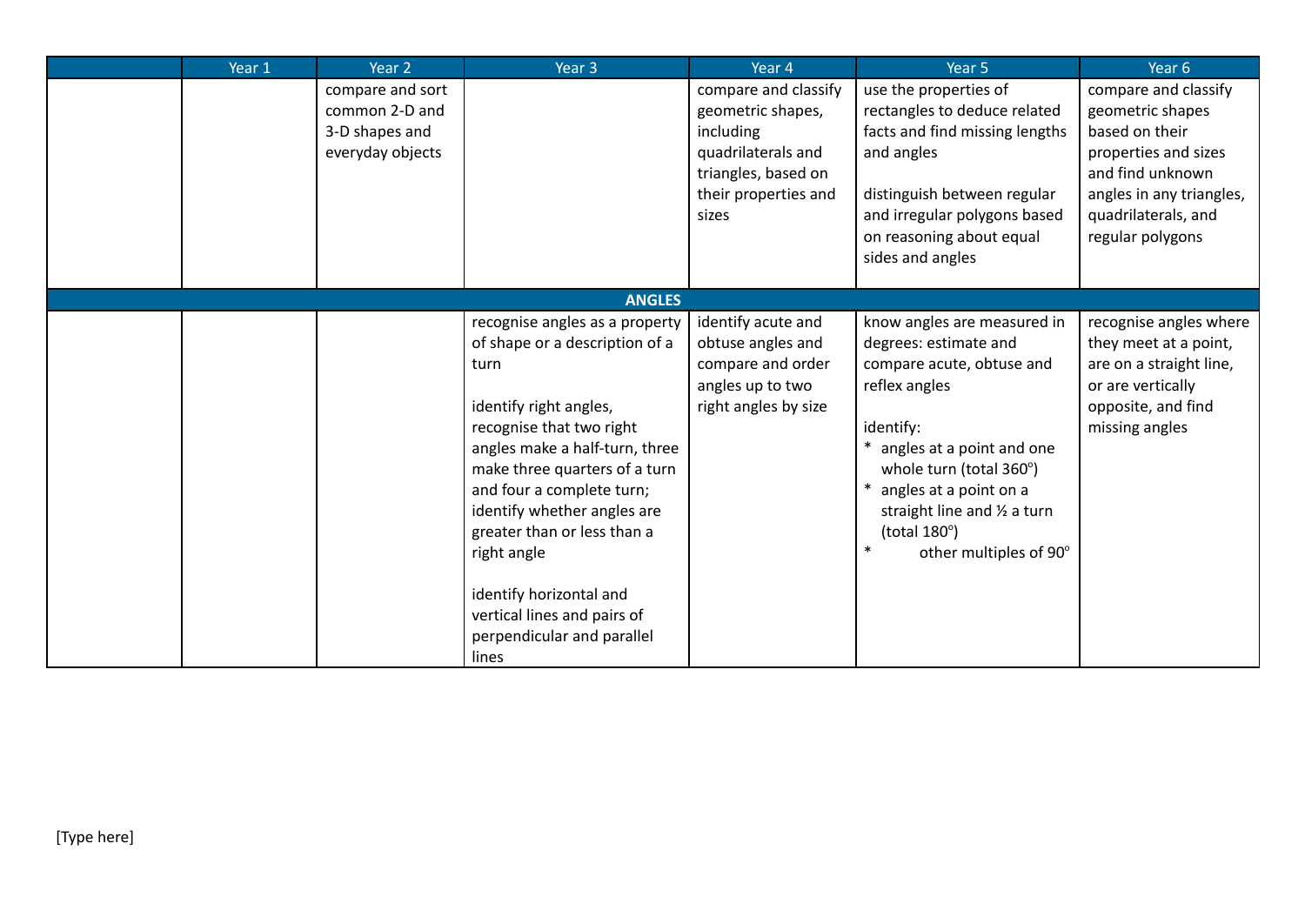| | Year 1 | Year 2 | Year 3 | Year 4 | Year 5 | Year 6 |
|---|---|---|---|---|---|---|
| | | compare and sort common 2-D and 3-D shapes and everyday objects | | compare and classify geometric shapes, including quadrilaterals and triangles, based on their properties and sizes | use the properties of rectangles to deduce related facts and find missing lengths and angles<br><br>distinguish between regular and irregular polygons based on reasoning about equal sides and angles | compare and classify geometric shapes based on their properties and sizes and find unknown angles in any triangles, quadrilaterals, and regular polygons |
| **ANGLES** | | | | | | |
| | | | recognise angles as a property of shape or a description of a turn<br><br>identify right angles, recognise that two right angles make a half-turn, three make three quarters of a turn and four a complete turn; identify whether angles are greater than or less than a right angle<br><br>identify horizontal and vertical lines and pairs of perpendicular and parallel lines | identify acute and obtuse angles and compare and order angles up to two right angles by size | know angles are measured in degrees: estimate and compare acute, obtuse and reflex angles<br><br>identify:<br>* angles at a point and one whole turn (total 360°)<br>* angles at a point on a straight line and ½ a turn (total 180°)<br>* other multiples of 90° | recognise angles where they meet at a point, are on a straight line, or are vertically opposite, and find missing angles |

[Type here]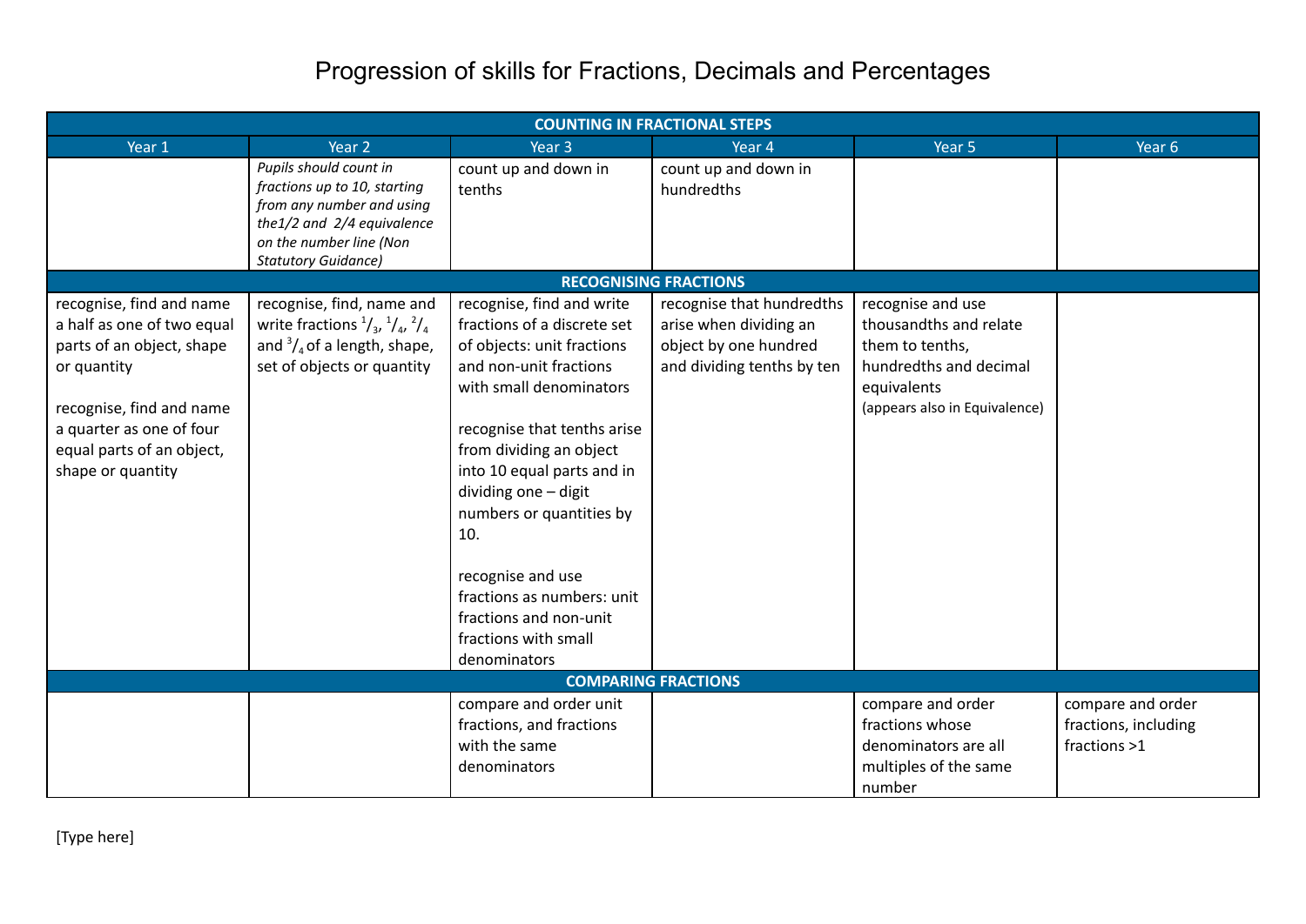# Progression of skills for Fractions, Decimals and Percentages

| Year 1 | Year 2 | Year 3 | Year 4 | Year 5 | Year 6 |
|---|---|---|---|---|---|
| **COUNTING IN FRACTIONAL STEPS** | | | | | |
| | *Pupils should count in fractions up to 10, starting from any number and using the1/2 and 2/4 equivalence on the number line (Non Statutory Guidance)* | count up and down in tenths | count up and down in hundredths | | |
| **RECOGNISING FRACTIONS** | | | | | |
| recognise, find and name a half as one of two equal parts of an object, shape or quantity<br><br>recognise, find and name a quarter as one of four equal parts of an object, shape or quantity | recognise, find, name and write fractions $^1/_3$, $^1/_4$, $^2/_4$ and $^3/_4$ of a length, shape, set of objects or quantity | recognise, find and write fractions of a discrete set of objects: unit fractions and non-unit fractions with small denominators<br><br>recognise that tenths arise from dividing an object into 10 equal parts and in dividing one – digit numbers or quantities by 10.<br><br>recognise and use fractions as numbers: unit fractions and non-unit fractions with small denominators | recognise that hundredths arise when dividing an object by one hundred and dividing tenths by ten | recognise and use thousandths and relate them to tenths, hundredths and decimal equivalents<br>(appears also in Equivalence) | |
| **COMPARING FRACTIONS** | | | | | |
| | | compare and order unit fractions, and fractions with the same denominators | | compare and order fractions whose denominators are all multiples of the same number | compare and order fractions, including fractions >1 |

[Type here]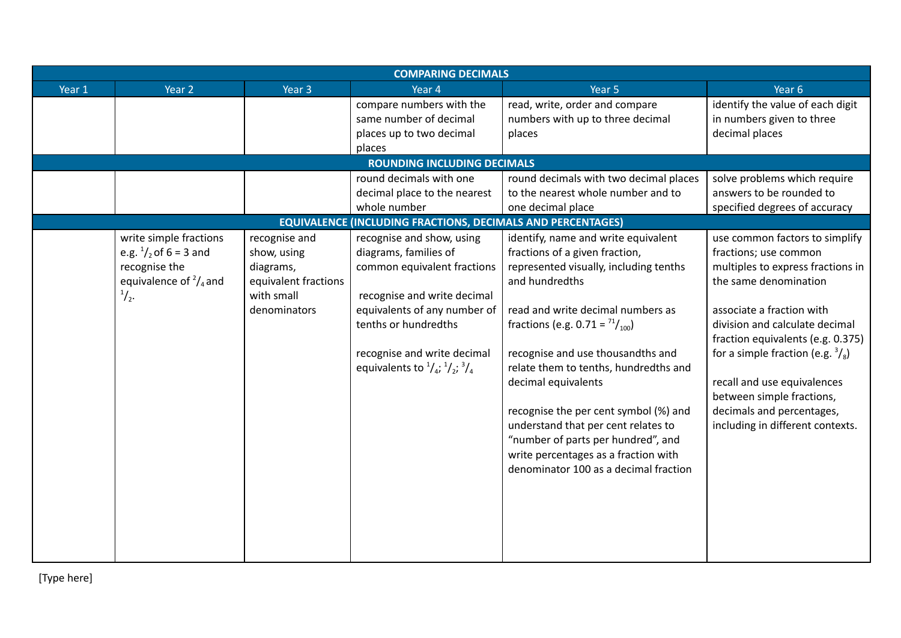| COMPARING DECIMALS | | | | | |
|---|---|---|---|---|---|
| Year 1 | Year 2 | Year 3 | Year 4 | Year 5 | Year 6 |
| | | | compare numbers with the same number of decimal places up to two decimal places | read, write, order and compare numbers with up to three decimal places | identify the value of each digit in numbers given to three decimal places |
| **ROUNDING INCLUDING DECIMALS** | | | | | |
| | | | round decimals with one decimal place to the nearest whole number | round decimals with two decimal places to the nearest whole number and to one decimal place | solve problems which require answers to be rounded to specified degrees of accuracy |
| **EQUIVALENCE (INCLUDING FRACTIONS, DECIMALS AND PERCENTAGES)** | | | | | |
| | write simple fractions e.g. $^1/_2$ of 6 = 3 and recognise the equivalence of $^2/_4$ and $^1/_2$. | recognise and show, using diagrams, equivalent fractions with small denominators | recognise and show, using diagrams, families of common equivalent fractions<br><br>recognise and write decimal equivalents of any number of tenths or hundredths<br><br>recognise and write decimal equivalents to $^1/_4$; $^1/_2$; $^3/_4$ | identify, name and write equivalent fractions of a given fraction, represented visually, including tenths and hundredths<br><br>read and write decimal numbers as fractions (e.g. 0.71 = $^{71}/_{100}$)<br><br>recognise and use thousandths and relate them to tenths, hundredths and decimal equivalents<br><br>recognise the per cent symbol (%) and understand that per cent relates to "number of parts per hundred", and write percentages as a fraction with denominator 100 as a decimal fraction | use common factors to simplify fractions; use common multiples to express fractions in the same denomination<br><br>associate a fraction with division and calculate decimal fraction equivalents (e.g. 0.375) for a simple fraction (e.g. $^3/_8$)<br><br>recall and use equivalences between simple fractions, decimals and percentages, including in different contexts. |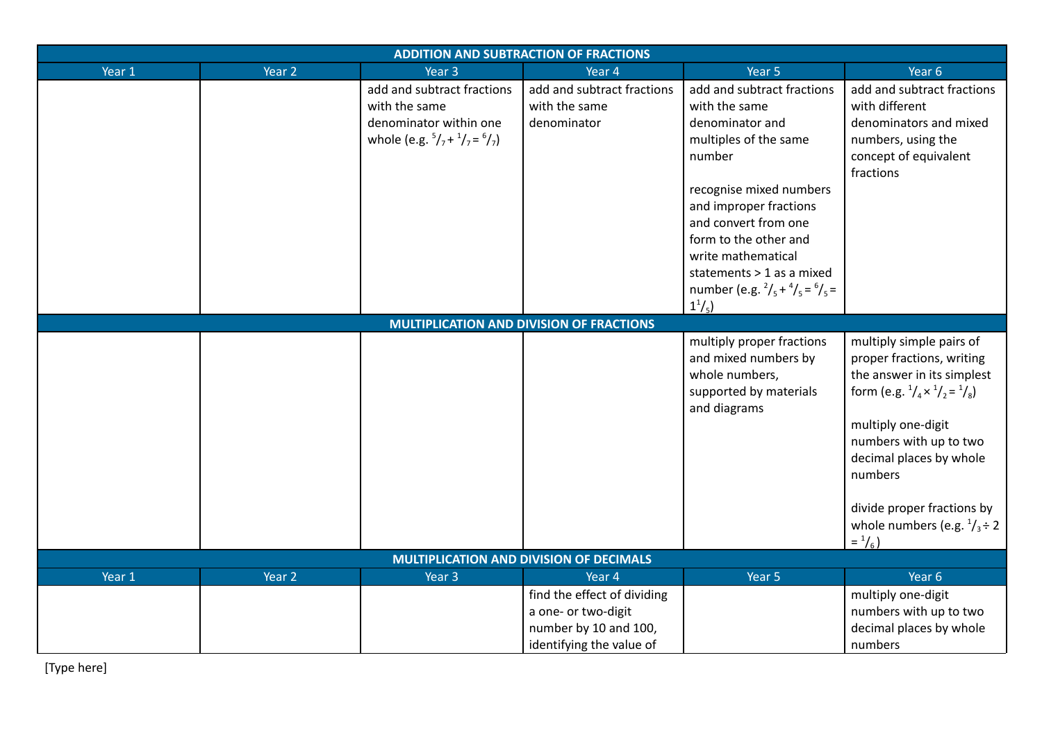| ADDITION AND SUBTRACTION OF FRACTIONS | | | | | |
|---|---|---|---|---|---|
| Year 1 | Year 2 | Year 3 | Year 4 | Year 5 | Year 6 |
| | | add and subtract fractions with the same denominator within one whole (e.g. $^{5}/_{7} + ^{1}/_{7} = ^{6}/_{7}$) | add and subtract fractions with the same denominator | add and subtract fractions with the same denominator and multiples of the same number<br><br>recognise mixed numbers and improper fractions and convert from one form to the other and write mathematical statements > 1 as a mixed number (e.g. $^{2}/_{5} + ^{4}/_{5} = ^{6}/_{5} = 1^{1}/_{5}$) | add and subtract fractions with different denominators and mixed numbers, using the concept of equivalent fractions |
| **MULTIPLICATION AND DIVISION OF FRACTIONS** | | | | | |
| | | | | multiply proper fractions and mixed numbers by whole numbers, supported by materials and diagrams | multiply simple pairs of proper fractions, writing the answer in its simplest form (e.g. $^{1}/_{4} \times ^{1}/_{2} = ^{1}/_{8}$)<br><br>multiply one-digit numbers with up to two decimal places by whole numbers<br><br>divide proper fractions by whole numbers (e.g. $^{1}/_{3} \div 2 = ^{1}/_{6}$) |

| MULTIPLICATION AND DIVISION OF DECIMALS | | | | | |
|---|---|---|---|---|---|
| Year 1 | Year 2 | Year 3 | Year 4 | Year 5 | Year 6 |
| | | | find the effect of dividing a one- or two-digit number by 10 and 100, identifying the value of | | multiply one-digit numbers with up to two decimal places by whole numbers |

[Type here]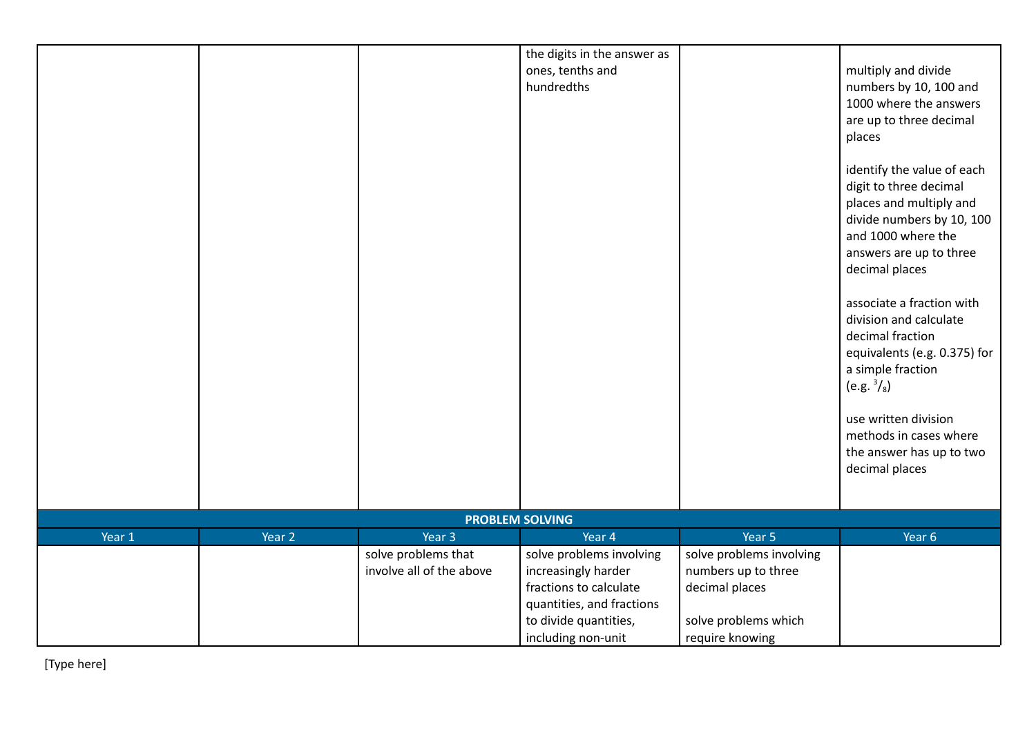| | | | the digits in the answer as ones, tenths and hundredths | | multiply and divide numbers by 10, 100 and 1000 where the answers are up to three decimal places<br><br>identify the value of each digit to three decimal places and multiply and divide numbers by 10, 100 and 1000 where the answers are up to three decimal places<br><br>associate a fraction with division and calculate decimal fraction equivalents (e.g. 0.375) for a simple fraction (e.g. $^3/_8$)<br><br>use written division methods in cases where the answer has up to two decimal places |
|---|---|---|---|---|---|

| **PROBLEM SOLVING** | | | | | |
|---|---|---|---|---|---|
| Year 1 | Year 2 | Year 3 | Year 4 | Year 5 | Year 6 |
| | | solve problems that involve all of the above | solve problems involving increasingly harder fractions to calculate quantities, and fractions to divide quantities, including non-unit | solve problems involving numbers up to three decimal places<br><br>solve problems which require knowing | |

[Type here]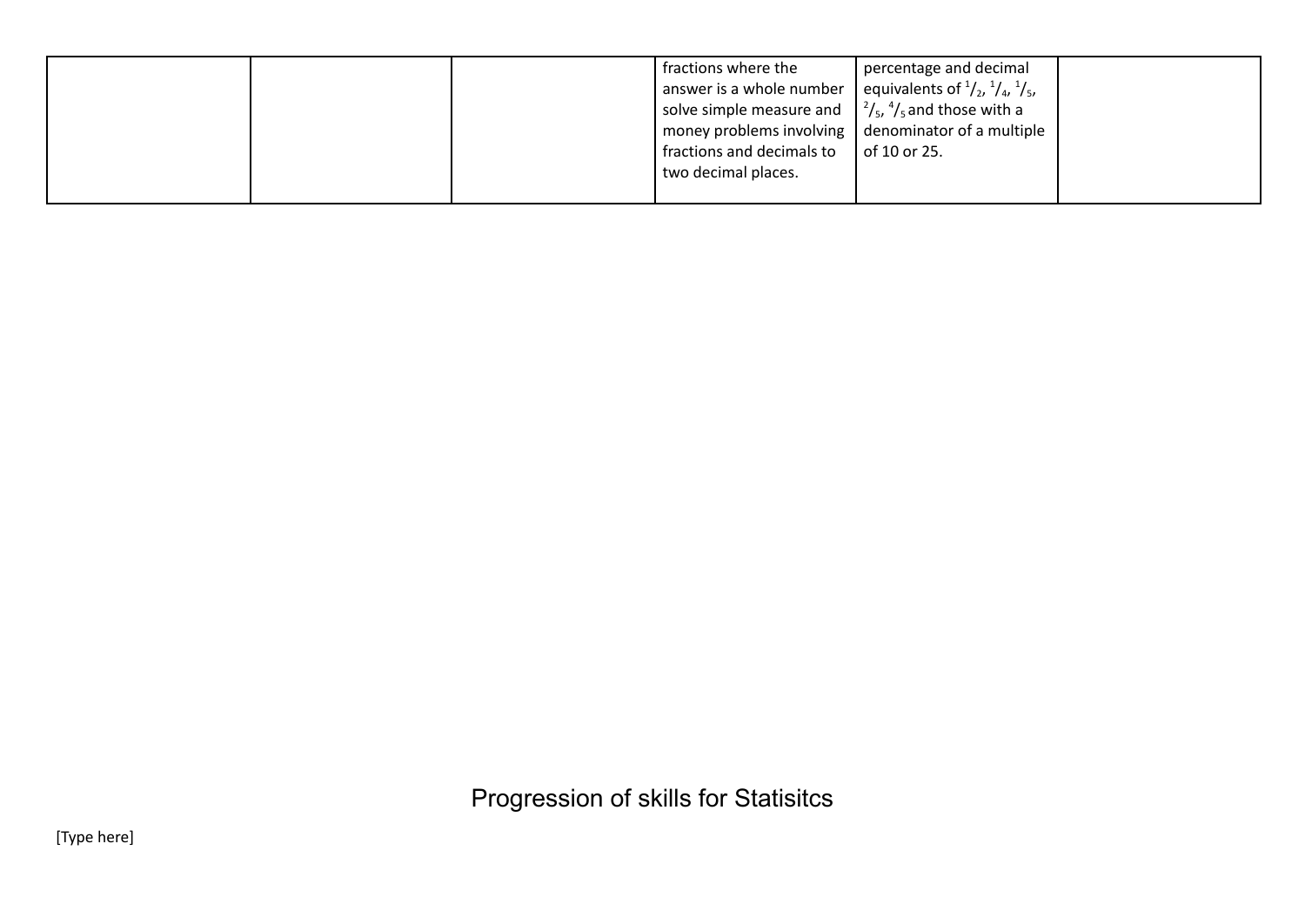|  |  |  | fractions where the answer is a whole number solve simple measure and money problems involving fractions and decimals to two decimal places. | percentage and decimal equivalents of $^{1}/_{2}$, $^{1}/_{4}$, $^{1}/_{5}$, $^{2}/_{5}$, $^{4}/_{5}$ and those with a denominator of a multiple of 10 or 25. |  |
|---|---|---|---|---|---|

# Progression of skills for Statisitcs

[Type here]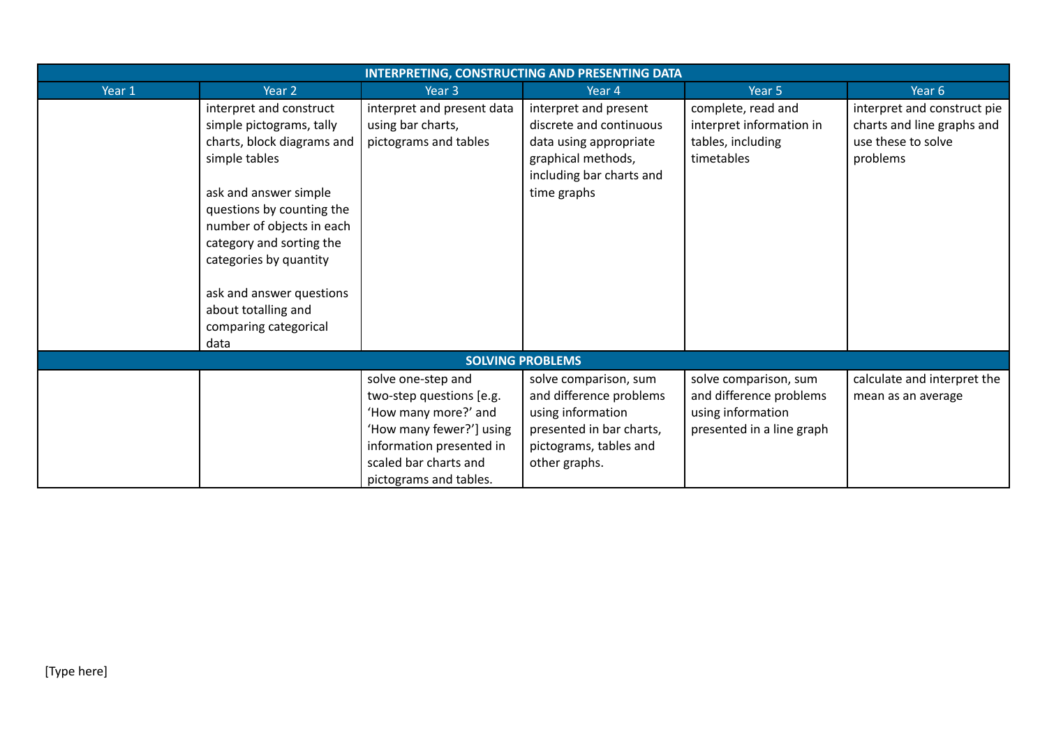| INTERPRETING, CONSTRUCTING AND PRESENTING DATA | | | | | |
|---|---|---|---|---|---|
| Year 1 | Year 2 | Year 3 | Year 4 | Year 5 | Year 6 |
| | interpret and construct simple pictograms, tally charts, block diagrams and simple tables<br><br>ask and answer simple questions by counting the number of objects in each category and sorting the categories by quantity<br><br>ask and answer questions about totalling and comparing categorical data | interpret and present data using bar charts, pictograms and tables | interpret and present discrete and continuous data using appropriate graphical methods, including bar charts and time graphs | complete, read and interpret information in tables, including timetables | interpret and construct pie charts and line graphs and use these to solve problems |
| **SOLVING PROBLEMS** | | | | | |
| | | solve one-step and two-step questions [e.g. 'How many more?' and 'How many fewer?'] using information presented in scaled bar charts and pictograms and tables. | solve comparison, sum and difference problems using information presented in bar charts, pictograms, tables and other graphs. | solve comparison, sum and difference problems using information presented in a line graph | calculate and interpret the mean as an average |

[Type here]